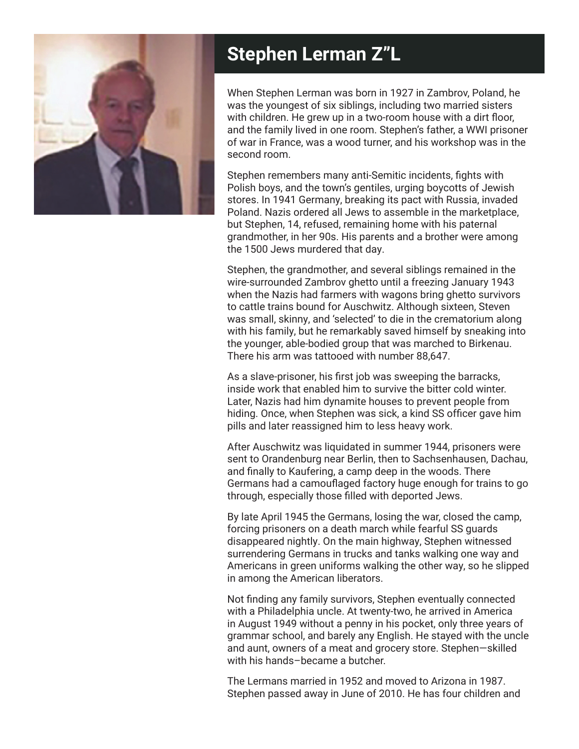# Stephen Lerman Z"L

When Stephen Lerman was born in 1927 in Zambrov, Poland, he was the youngest of six siblings, including two married sisters with children. He grew up in a two-room house with a dirt floor, and the family lived in one room. Stephen's father, a WWI prisoner of war in France, was a wood turner, and his workshop was in the second room.

Stephen remembers many anti-Semitic incidents, fights with Polish boys, and the town's gentiles, urging boycotts of Jewish stores. In 1941 Germany, breaking its pact with Russia, invaded Poland. Nazis ordered all Jews to assemble in the marketplace, but Stephen, 14, refused, remaining home with his paternal grandmother, in her 90s. His parents and a brother were among the 1500 Jews murdered that day.

Stephen, the grandmother, and several siblings remained in the wire-surrounded Zambrov ghetto until a freezing January 1943 when the Nazis had farmers with wagons bring ghetto survivors to cattle trains bound for Auschwitz. Although sixteen, Steven was small, skinny, and 'selected' to die in the crematorium along with his family, but he remarkably saved himself by sneaking into the younger, able-bodied group that was marched to Birkenau. There his arm was tattooed with number 88,647.

As a slave-prisoner, his first job was sweeping the barracks, inside work that enabled him to survive the bitter cold winter. Later, Nazis had him dynamite houses to prevent people from hiding. Once, when Stephen was sick, a kind SS officer gave him pills and later reassigned him to less heavy work.

After Auschwitz was liquidated in summer 1944, prisoners were sent to Orandenburg near Berlin, then to Sachsenhausen, Dachau, and finally to Kaufering, a camp deep in the woods. There Germans had a camouflaged factory huge enough for trains to go through, especially those filled with deported Jews.

By late April 1945 the Germans, losing the war, closed the camp, forcing prisoners on a death march while fearful SS guards disappeared nightly. On the main highway, Stephen witnessed surrendering Germans in trucks and tanks walking one way and Americans in green uniforms walking the other way, so he slipped in among the American liberators.

Not finding any family survivors, Stephen eventually connected with a Philadelphia uncle. At twenty-two, he arrived in America in August 1949 without a penny in his pocket, only three years of grammar school, and barely any English. He stayed with the uncle and aunt, owners of a meat and grocery store. Stephen—skilled with his hands–became a butcher.

The Lermans married in 1952 and moved to Arizona in 1987. Stephen passed away in June of 2010. He has four children and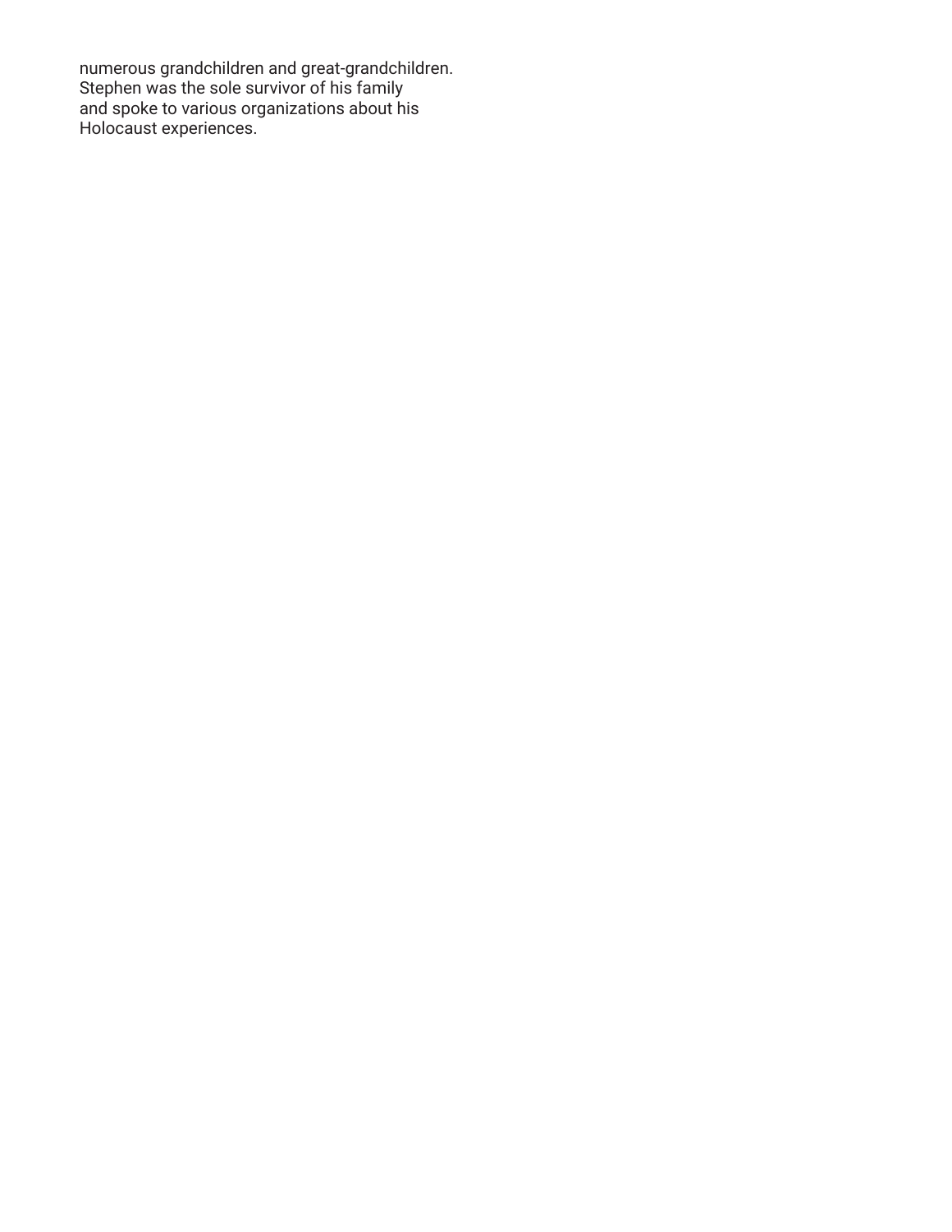numerous grandchildren and great-grandchildren. Stephen was the sole survivor of his family and spoke to various organizations about his Holocaust experiences.